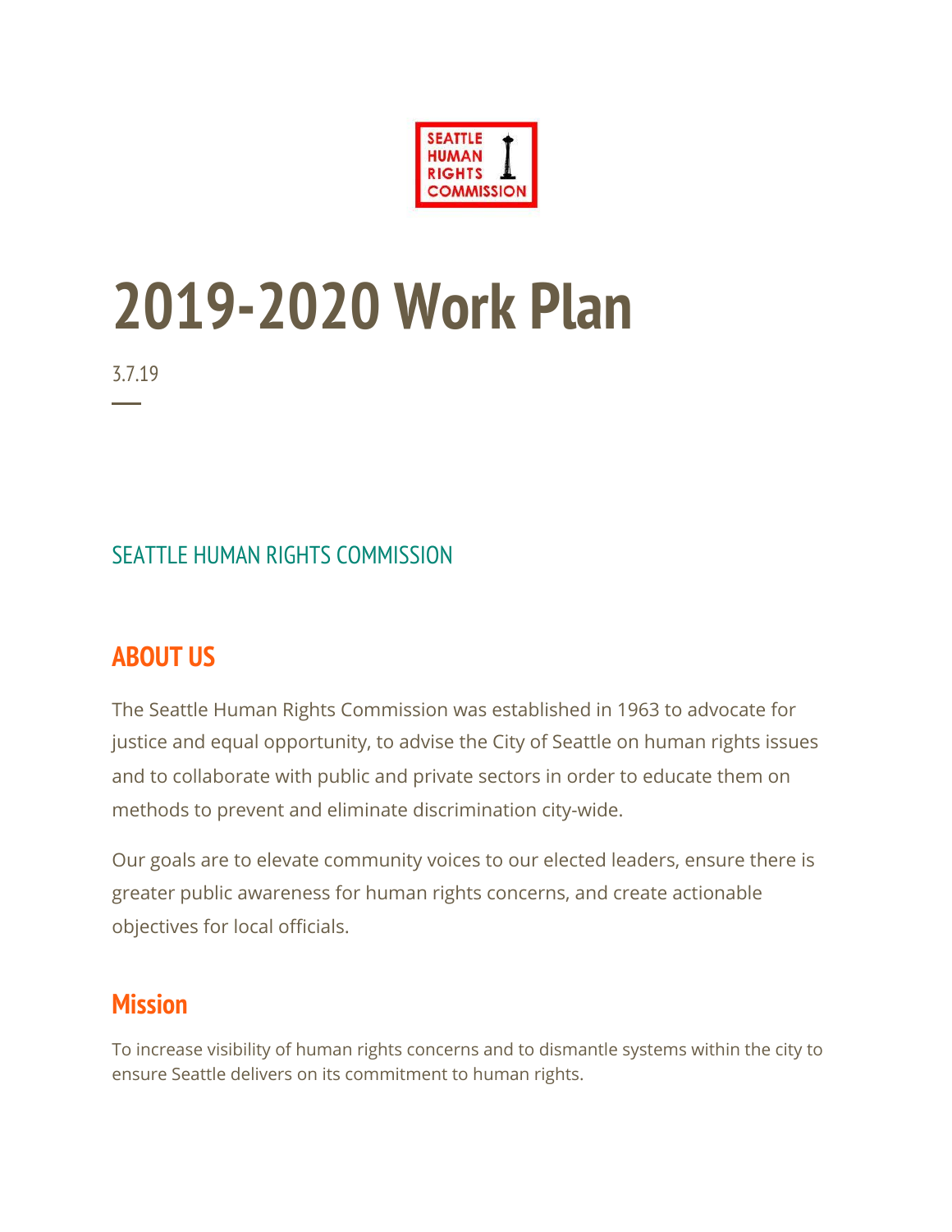SEATTLE HUMAN RIGHTS COMMISSION

# 2019-2020 Work Plan

3.7.19

SEATTLE HUMAN RIGHTS COMMISSION

## ABOUT US

The Seattle Human Rights Commission was established in 1963 to advocate for justice and equal opportunity, to advise the City of Seattle on human rights issues and to collaborate with public and private sectors in order to educate them on methods to prevent and eliminate discrimination city-wide.

Our goals are to elevate community voices to our elected leaders, ensure there is greater public awareness for human rights concerns, and create actionable objectives for local officials.

## Mission

To increase visibility of human rights concerns and to dismantle systems within the city to ensure Seattle delivers on its commitment to human rights.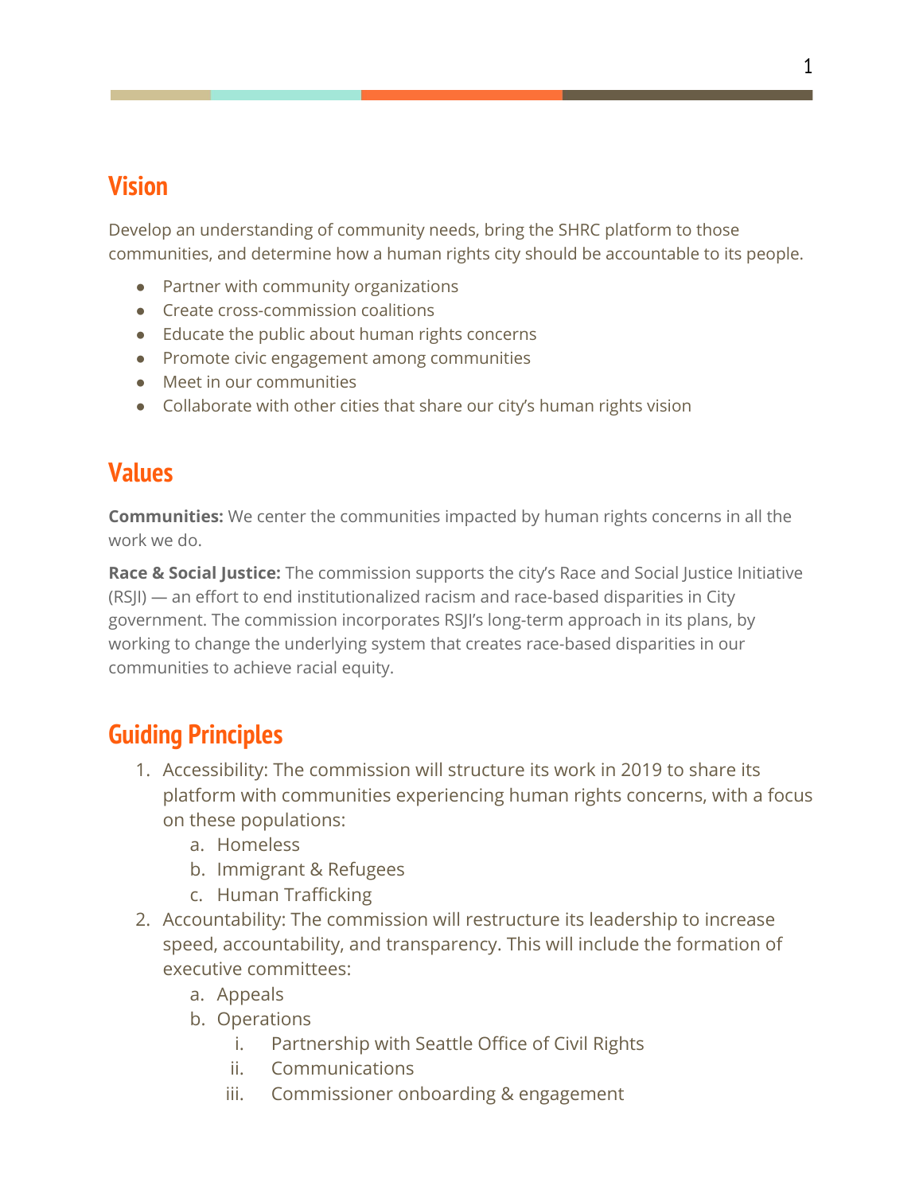## Vision

Develop an understanding of community needs, bring the SHRC platform to those communities, and determine how a human rights city should be accountable to its people.

- Partner with community organizations
- Create cross-commission coalitions
- Educate the public about human rights concerns
- Promote civic engagement among communities
- Meet in our communities
- Collaborate with other cities that share our city's human rights vision

## Values

**Communities:** We center the communities impacted by human rights concerns in all the work we do.

**Race & Social Justice:** The commission supports the city's Race and Social Justice Initiative (RSJI) — an effort to end institutionalized racism and race-based disparities in City government. The commission incorporates RSJI's long-term approach in its plans, by working to change the underlying system that creates race-based disparities in our communities to achieve racial equity.

## Guiding Principles

1. Accessibility: The commission will structure its work in 2019 to share its platform with communities experiencing human rights concerns, with a focus on these populations:
    a. Homeless
    b. Immigrant & Refugees
    c. Human Trafficking
2. Accountability: The commission will restructure its leadership to increase speed, accountability, and transparency. This will include the formation of executive committees:
    a. Appeals
    b. Operations
        i. Partnership with Seattle Office of Civil Rights
        ii. Communications
        iii. Commissioner onboarding & engagement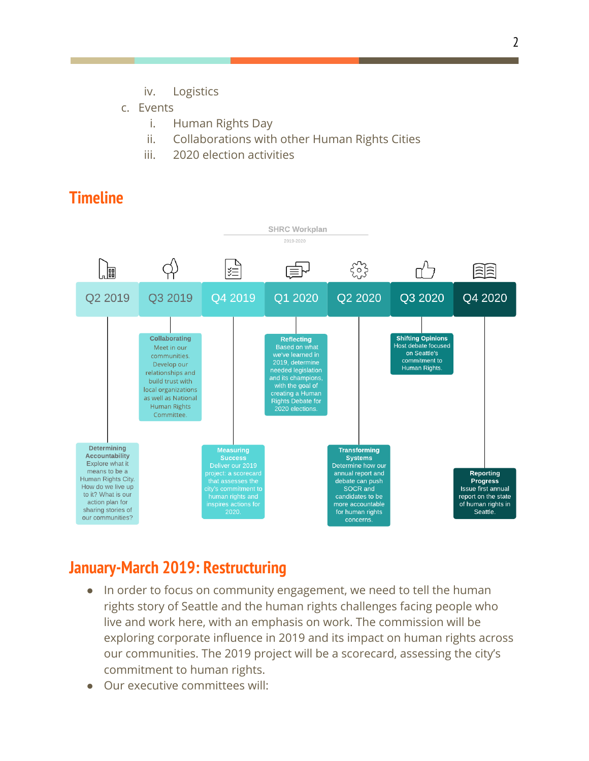iv. Logistics

c. Events

   i. Human Rights Day

   ii. Collaborations with other Human Rights Cities

   iii. 2020 election activities

## Timeline

**SHRC Workplan**

2019-2020

**Q2 2019** — **Determining Accountability**: Explore what it means to be a Human Rights City. How do we live up to it? What is our action plan for sharing stories of our communities?

**Q3 2019** — **Collaborating**: Meet in our communities. Develop our relationships and build trust with local organizations as well as National Human Rights Committee.

**Q4 2019** — **Measuring Success**: Deliver our 2019 project: a scorecard that assesses the city's commitment to human rights and inspires actions for 2020.

**Q1 2020** — **Reflecting**: Based on what we've learned in 2019, determine needed legislation and its champions, with the goal of creating a Human Rights Debate for 2020 elections.

**Q2 2020** — **Transforming Systems**: Determine how our annual report and debate can push SOCR and candidates to be more accountable for human rights concerns.

**Q3 2020** — **Shifting Opinions**: Host debate focused on Seattle's commitment to Human Rights.

**Q4 2020** — **Reporting Progress**: Issue first annual report on the state of human rights in Seattle.

## January-March 2019: Restructuring

- In order to focus on community engagement, we need to tell the human rights story of Seattle and the human rights challenges facing people who live and work here, with an emphasis on work. The commission will be exploring corporate influence in 2019 and its impact on human rights across our communities. The 2019 project will be a scorecard, assessing the city's commitment to human rights.
- Our executive committees will: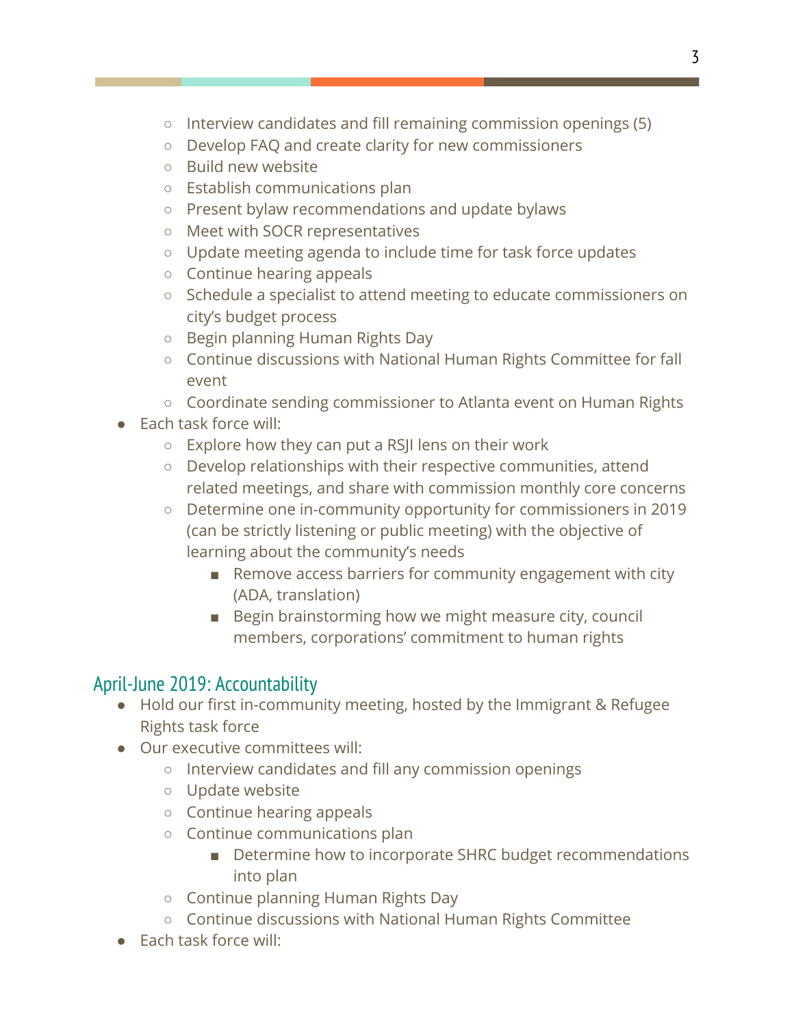- Interview candidates and fill remaining commission openings (5)
    - Develop FAQ and create clarity for new commissioners
    - Build new website
    - Establish communications plan
    - Present bylaw recommendations and update bylaws
    - Meet with SOCR representatives
    - Update meeting agenda to include time for task force updates
    - Continue hearing appeals
    - Schedule a specialist to attend meeting to educate commissioners on city's budget process
    - Begin planning Human Rights Day
    - Continue discussions with National Human Rights Committee for fall event
    - Coordinate sending commissioner to Atlanta event on Human Rights
- Each task force will:
    - Explore how they can put a RSJI lens on their work
    - Develop relationships with their respective communities, attend related meetings, and share with commission monthly core concerns
    - Determine one in-community opportunity for commissioners in 2019 (can be strictly listening or public meeting) with the objective of learning about the community's needs
        - Remove access barriers for community engagement with city (ADA, translation)
        - Begin brainstorming how we might measure city, council members, corporations' commitment to human rights

## April-June 2019: Accountability

- Hold our first in-community meeting, hosted by the Immigrant & Refugee Rights task force
- Our executive committees will:
    - Interview candidates and fill any commission openings
    - Update website
    - Continue hearing appeals
    - Continue communications plan
        - Determine how to incorporate SHRC budget recommendations into plan
    - Continue planning Human Rights Day
    - Continue discussions with National Human Rights Committee
- Each task force will: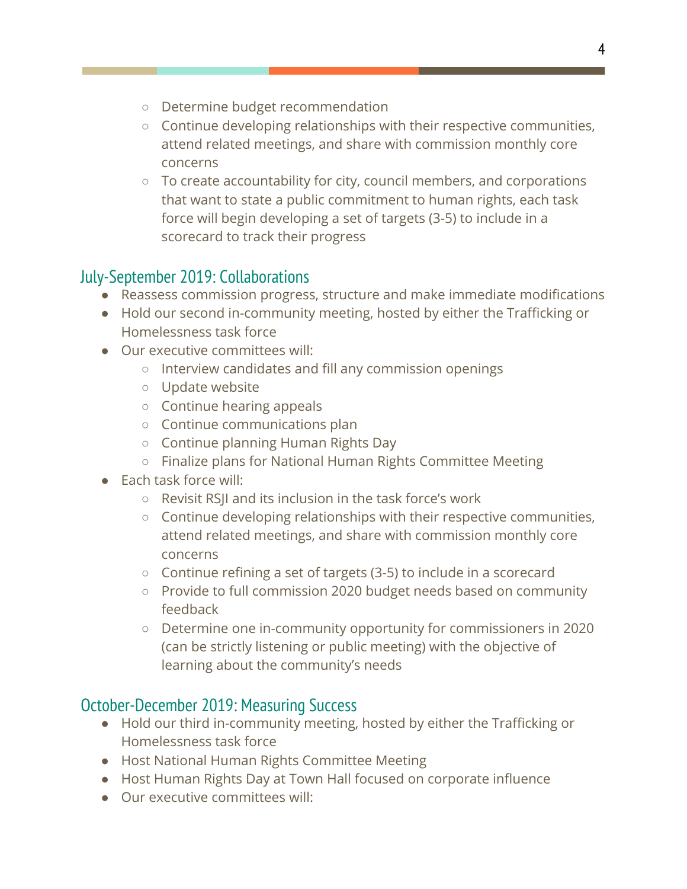- Determine budget recommendation
  - Continue developing relationships with their respective communities, attend related meetings, and share with commission monthly core concerns
  - To create accountability for city, council members, and corporations that want to state a public commitment to human rights, each task force will begin developing a set of targets (3-5) to include in a scorecard to track their progress

## July-September 2019: Collaborations

- Reassess commission progress, structure and make immediate modifications
- Hold our second in-community meeting, hosted by either the Trafficking or Homelessness task force
- Our executive committees will:
  - Interview candidates and fill any commission openings
  - Update website
  - Continue hearing appeals
  - Continue communications plan
  - Continue planning Human Rights Day
  - Finalize plans for National Human Rights Committee Meeting
- Each task force will:
  - Revisit RSJI and its inclusion in the task force's work
  - Continue developing relationships with their respective communities, attend related meetings, and share with commission monthly core concerns
  - Continue refining a set of targets (3-5) to include in a scorecard
  - Provide to full commission 2020 budget needs based on community feedback
  - Determine one in-community opportunity for commissioners in 2020 (can be strictly listening or public meeting) with the objective of learning about the community's needs

## October-December 2019: Measuring Success

- Hold our third in-community meeting, hosted by either the Trafficking or Homelessness task force
- Host National Human Rights Committee Meeting
- Host Human Rights Day at Town Hall focused on corporate influence
- Our executive committees will: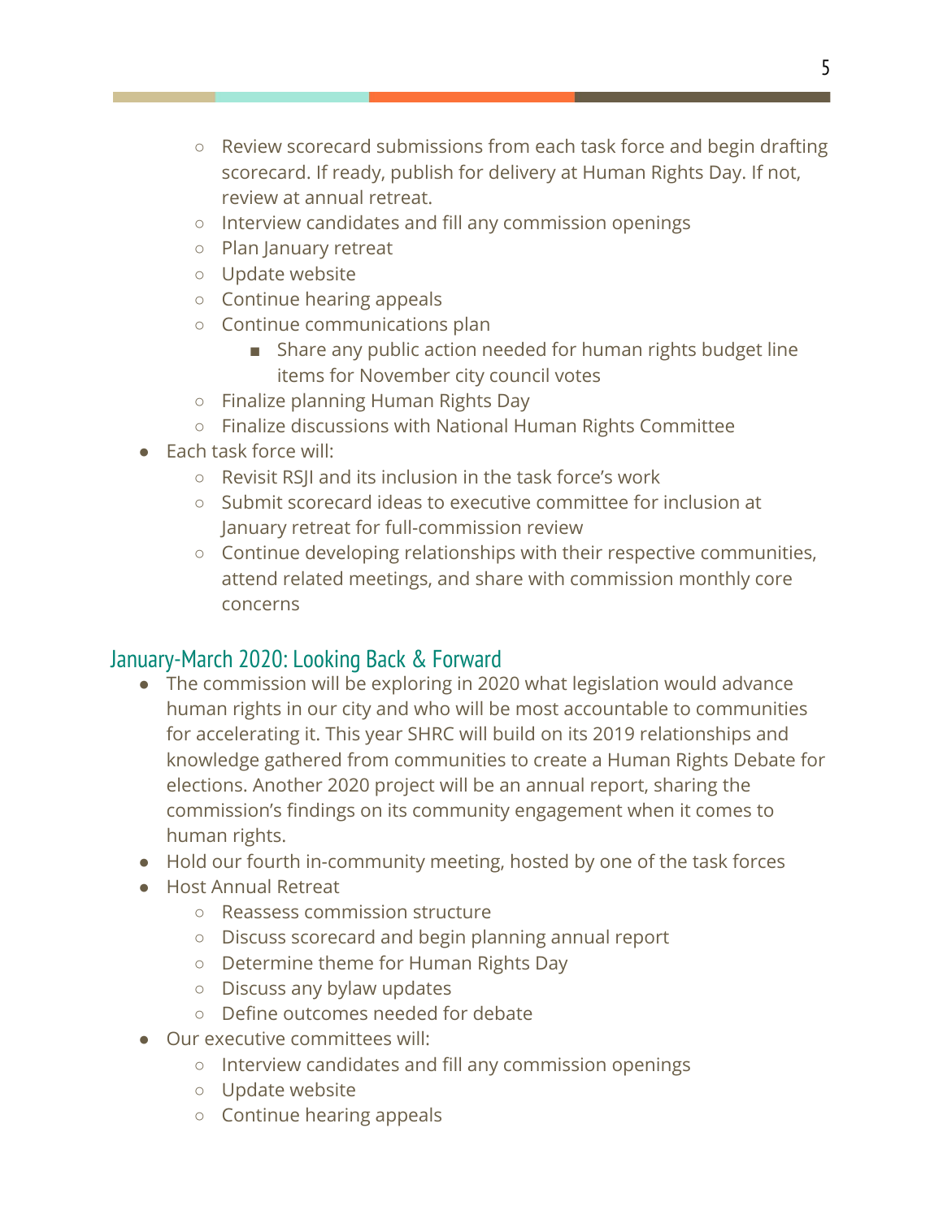- Review scorecard submissions from each task force and begin drafting scorecard. If ready, publish for delivery at Human Rights Day. If not, review at annual retreat.
    - Interview candidates and fill any commission openings
    - Plan January retreat
    - Update website
    - Continue hearing appeals
    - Continue communications plan
        - Share any public action needed for human rights budget line items for November city council votes
    - Finalize planning Human Rights Day
    - Finalize discussions with National Human Rights Committee
- Each task force will:
    - Revisit RSJI and its inclusion in the task force's work
    - Submit scorecard ideas to executive committee for inclusion at January retreat for full-commission review
    - Continue developing relationships with their respective communities, attend related meetings, and share with commission monthly core concerns

## January-March 2020: Looking Back & Forward

- The commission will be exploring in 2020 what legislation would advance human rights in our city and who will be most accountable to communities for accelerating it. This year SHRC will build on its 2019 relationships and knowledge gathered from communities to create a Human Rights Debate for elections. Another 2020 project will be an annual report, sharing the commission's findings on its community engagement when it comes to human rights.
- Hold our fourth in-community meeting, hosted by one of the task forces
- Host Annual Retreat
    - Reassess commission structure
    - Discuss scorecard and begin planning annual report
    - Determine theme for Human Rights Day
    - Discuss any bylaw updates
    - Define outcomes needed for debate
- Our executive committees will:
    - Interview candidates and fill any commission openings
    - Update website
    - Continue hearing appeals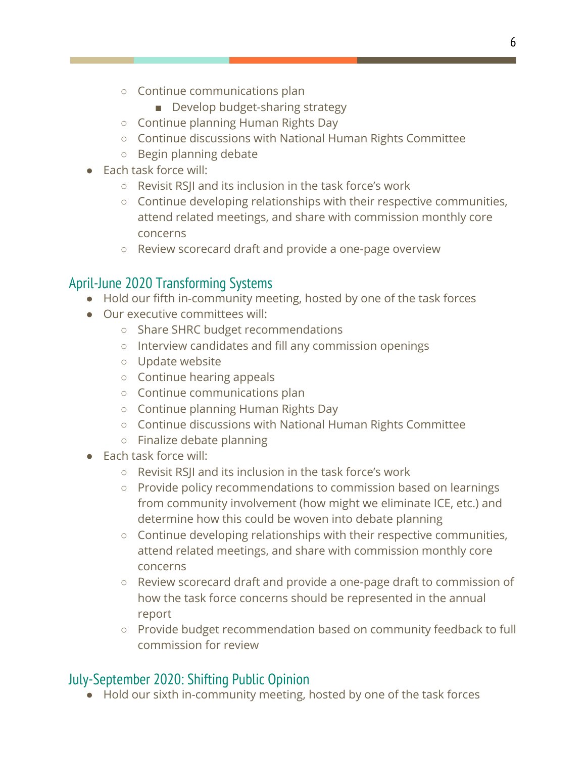- Continue communications plan
        - Develop budget-sharing strategy
    - Continue planning Human Rights Day
    - Continue discussions with National Human Rights Committee
    - Begin planning debate
- Each task force will:
    - Revisit RSJI and its inclusion in the task force's work
    - Continue developing relationships with their respective communities, attend related meetings, and share with commission monthly core concerns
    - Review scorecard draft and provide a one-page overview

## April-June 2020 Transforming Systems

- Hold our fifth in-community meeting, hosted by one of the task forces
- Our executive committees will:
    - Share SHRC budget recommendations
    - Interview candidates and fill any commission openings
    - Update website
    - Continue hearing appeals
    - Continue communications plan
    - Continue planning Human Rights Day
    - Continue discussions with National Human Rights Committee
    - Finalize debate planning
- Each task force will:
    - Revisit RSJI and its inclusion in the task force's work
    - Provide policy recommendations to commission based on learnings from community involvement (how might we eliminate ICE, etc.) and determine how this could be woven into debate planning
    - Continue developing relationships with their respective communities, attend related meetings, and share with commission monthly core concerns
    - Review scorecard draft and provide a one-page draft to commission of how the task force concerns should be represented in the annual report
    - Provide budget recommendation based on community feedback to full commission for review

## July-September 2020: Shifting Public Opinion

- Hold our sixth in-community meeting, hosted by one of the task forces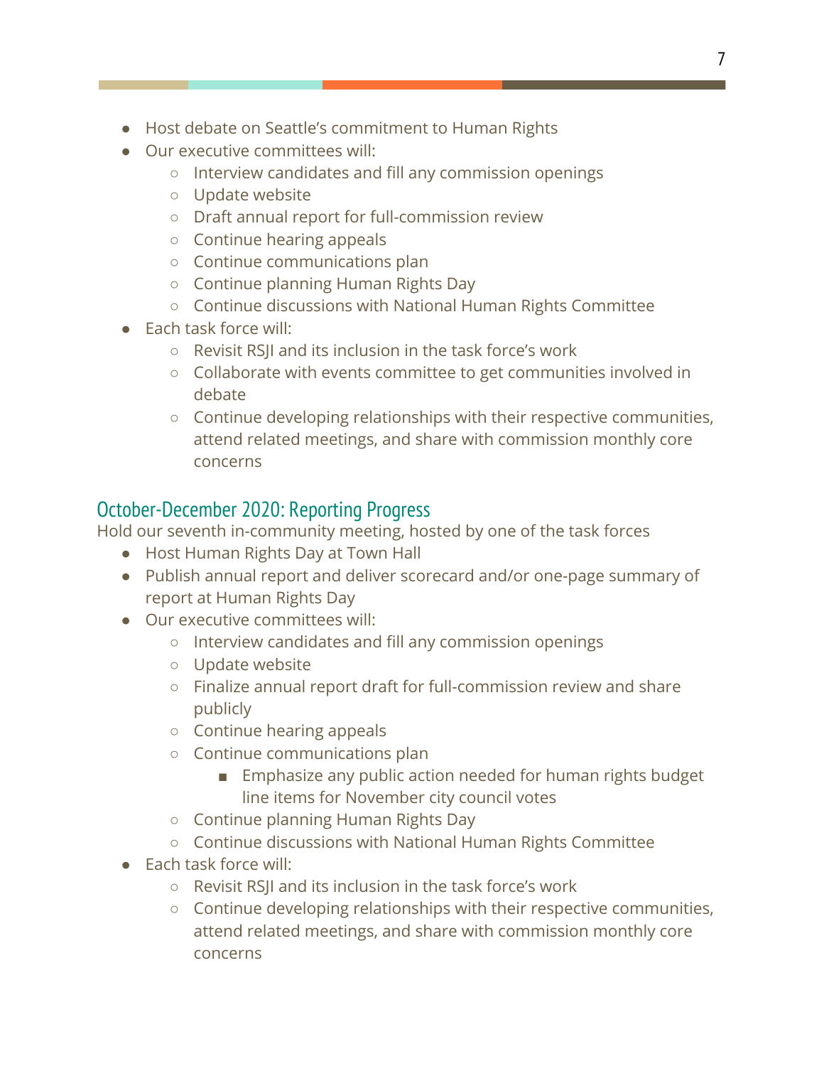- Host debate on Seattle's commitment to Human Rights
- Our executive committees will:
  - Interview candidates and fill any commission openings
  - Update website
  - Draft annual report for full-commission review
  - Continue hearing appeals
  - Continue communications plan
  - Continue planning Human Rights Day
  - Continue discussions with National Human Rights Committee
- Each task force will:
  - Revisit RSJI and its inclusion in the task force's work
  - Collaborate with events committee to get communities involved in debate
  - Continue developing relationships with their respective communities, attend related meetings, and share with commission monthly core concerns

## October-December 2020: Reporting Progress

Hold our seventh in-community meeting, hosted by one of the task forces

- Host Human Rights Day at Town Hall
- Publish annual report and deliver scorecard and/or one-page summary of report at Human Rights Day
- Our executive committees will:
  - Interview candidates and fill any commission openings
  - Update website
  - Finalize annual report draft for full-commission review and share publicly
  - Continue hearing appeals
  - Continue communications plan
    - Emphasize any public action needed for human rights budget line items for November city council votes
  - Continue planning Human Rights Day
  - Continue discussions with National Human Rights Committee
- Each task force will:
  - Revisit RSJI and its inclusion in the task force's work
  - Continue developing relationships with their respective communities, attend related meetings, and share with commission monthly core concerns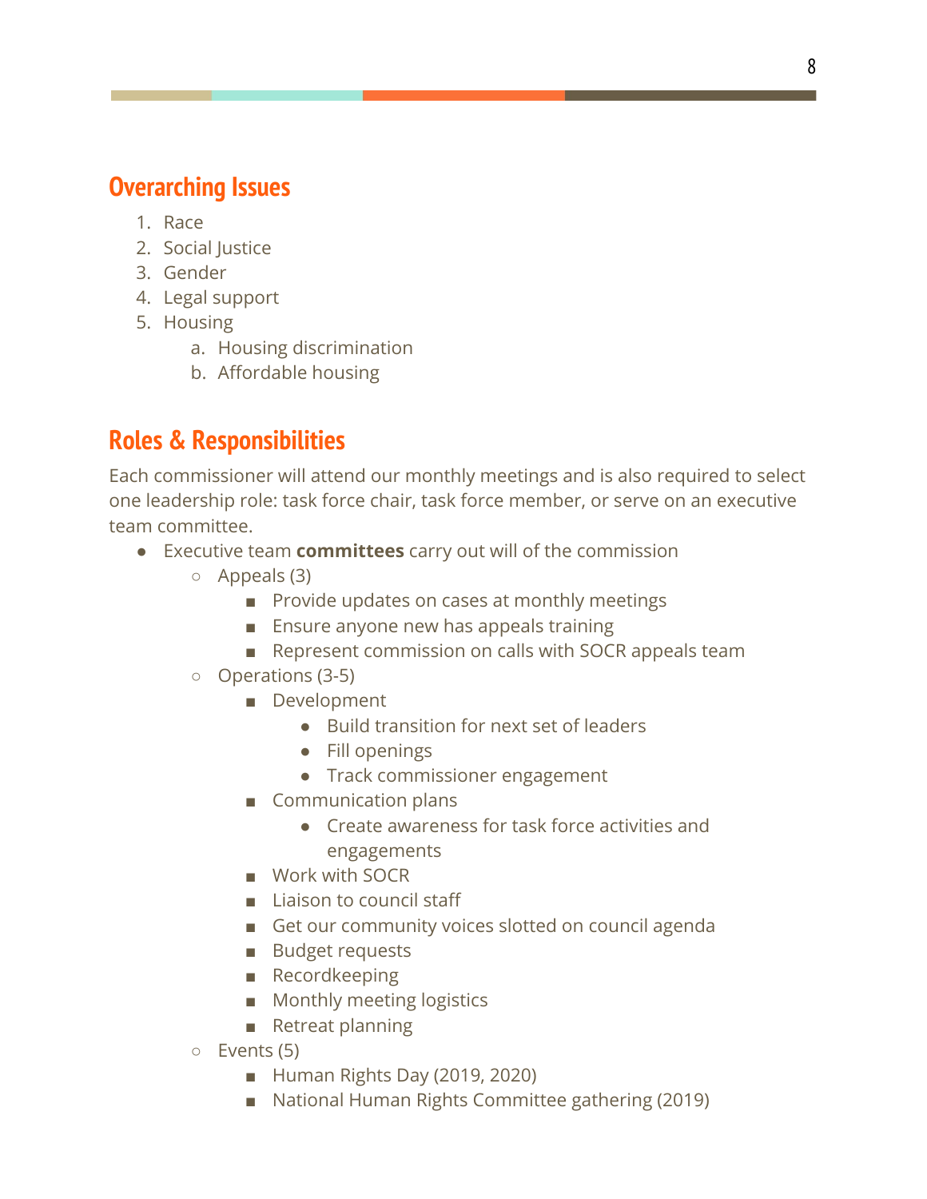## Overarching Issues

1. Race
2. Social Justice
3. Gender
4. Legal support
5. Housing
    a. Housing discrimination
    b. Affordable housing

## Roles & Responsibilities

Each commissioner will attend our monthly meetings and is also required to select one leadership role: task force chair, task force member, or serve on an executive team committee.

- Executive team **committees** carry out will of the commission
    - Appeals (3)
        - Provide updates on cases at monthly meetings
        - Ensure anyone new has appeals training
        - Represent commission on calls with SOCR appeals team
    - Operations (3-5)
        - Development
            - Build transition for next set of leaders
            - Fill openings
            - Track commissioner engagement
        - Communication plans
            - Create awareness for task force activities and engagements
        - Work with SOCR
        - Liaison to council staff
        - Get our community voices slotted on council agenda
        - Budget requests
        - Recordkeeping
        - Monthly meeting logistics
        - Retreat planning
    - Events (5)
        - Human Rights Day (2019, 2020)
        - National Human Rights Committee gathering (2019)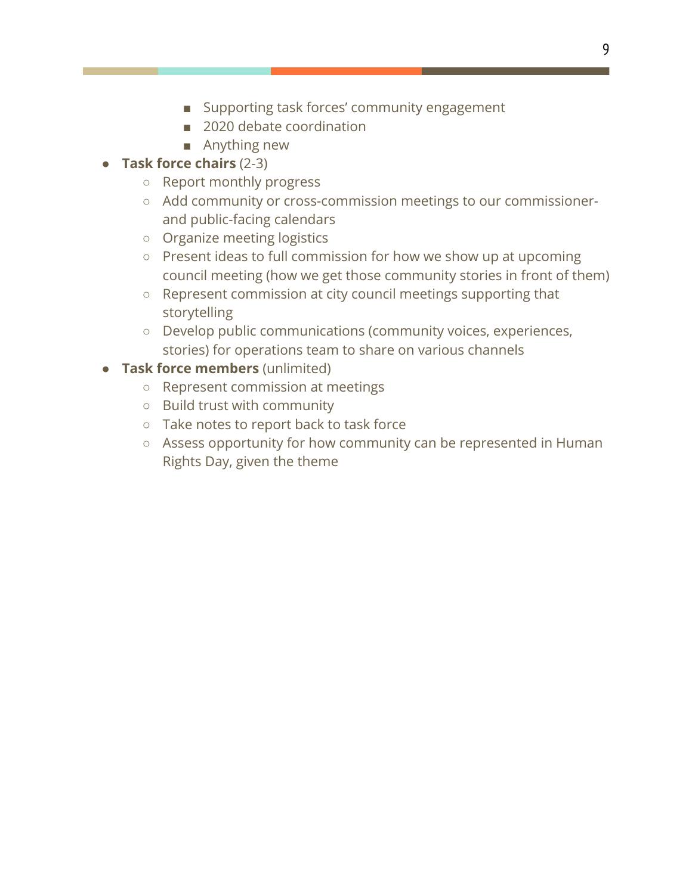- Supporting task forces' community engagement
        - 2020 debate coordination
        - Anything new
- **Task force chairs** (2-3)
    - Report monthly progress
    - Add community or cross-commission meetings to our commissioner- and public-facing calendars
    - Organize meeting logistics
    - Present ideas to full commission for how we show up at upcoming council meeting (how we get those community stories in front of them)
    - Represent commission at city council meetings supporting that storytelling
    - Develop public communications (community voices, experiences, stories) for operations team to share on various channels
- **Task force members** (unlimited)
    - Represent commission at meetings
    - Build trust with community
    - Take notes to report back to task force
    - Assess opportunity for how community can be represented in Human Rights Day, given the theme